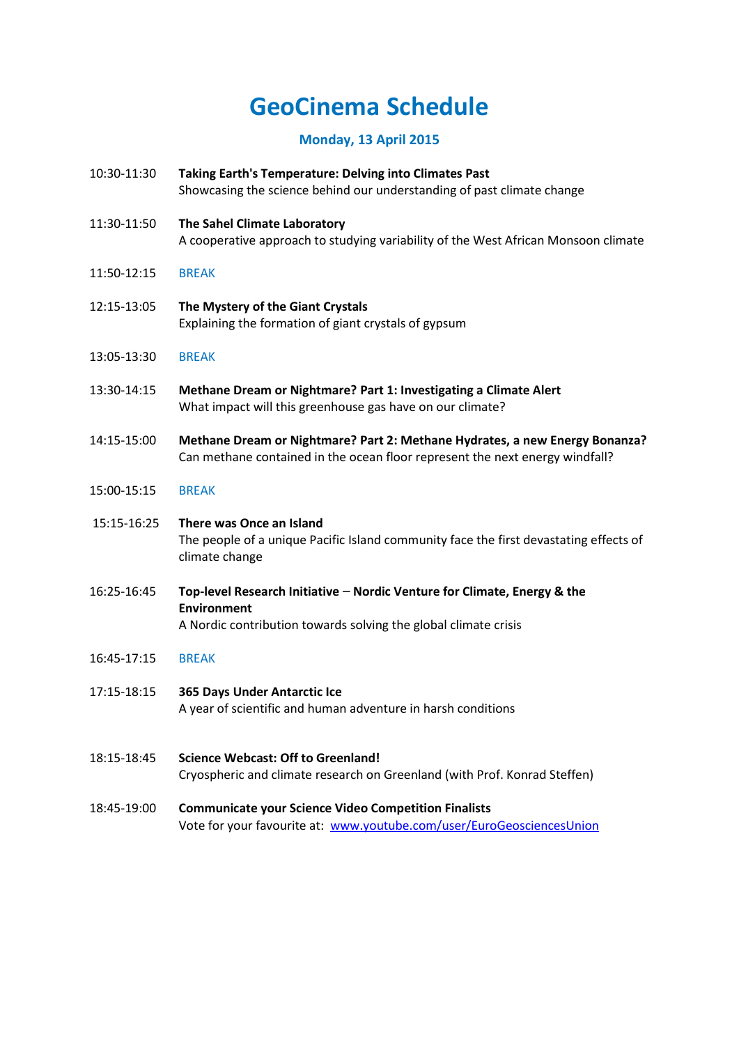# GeoCinema Schedule

## Monday, 13 April 2015

10:30-11:30 **Taking Earth's Temperature: Delving into Climates Past**
Showcasing the science behind our understanding of past climate change

11:30-11:50 **The Sahel Climate Laboratory**
A cooperative approach to studying variability of the West African Monsoon climate

11:50-12:15 BREAK

12:15-13:05 **The Mystery of the Giant Crystals**
Explaining the formation of giant crystals of gypsum

13:05-13:30 BREAK

13:30-14:15 **Methane Dream or Nightmare? Part 1: Investigating a Climate Alert**
What impact will this greenhouse gas have on our climate?

14:15-15:00 **Methane Dream or Nightmare? Part 2: Methane Hydrates, a new Energy Bonanza?**
Can methane contained in the ocean floor represent the next energy windfall?

15:00-15:15 BREAK

15:15-16:25 **There was Once an Island**
The people of a unique Pacific Island community face the first devastating effects of climate change

16:25-16:45 **Top-level Research Initiative – Nordic Venture for Climate, Energy & the Environment**
A Nordic contribution towards solving the global climate crisis

16:45-17:15 BREAK

17:15-18:15 **365 Days Under Antarctic Ice**
A year of scientific and human adventure in harsh conditions

18:15-18:45 **Science Webcast: Off to Greenland!**
Cryospheric and climate research on Greenland (with Prof. Konrad Steffen)

18:45-19:00 **Communicate your Science Video Competition Finalists**
Vote for your favourite at: www.youtube.com/user/EuroGeosciencesUnion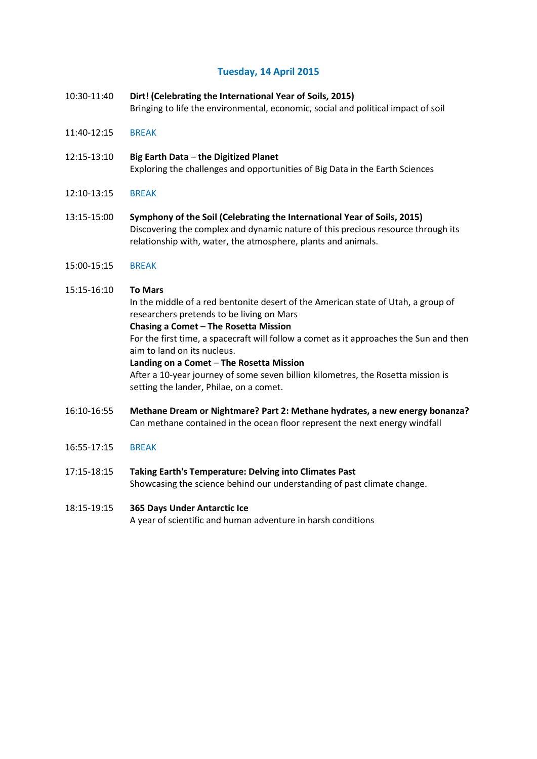## Tuesday, 14 April 2015

10:30-11:40 **Dirt! (Celebrating the International Year of Soils, 2015)**
Bringing to life the environmental, economic, social and political impact of soil

11:40-12:15 BREAK

12:15-13:10 **Big Earth Data – the Digitized Planet**
Exploring the challenges and opportunities of Big Data in the Earth Sciences

12:10-13:15 BREAK

13:15-15:00 **Symphony of the Soil (Celebrating the International Year of Soils, 2015)**
Discovering the complex and dynamic nature of this precious resource through its relationship with, water, the atmosphere, plants and animals.

15:00-15:15 BREAK

15:15-16:10 **To Mars**
In the middle of a red bentonite desert of the American state of Utah, a group of researchers pretends to be living on Mars
**Chasing a Comet – The Rosetta Mission**
For the first time, a spacecraft will follow a comet as it approaches the Sun and then aim to land on its nucleus.
**Landing on a Comet – The Rosetta Mission**
After a 10-year journey of some seven billion kilometres, the Rosetta mission is setting the lander, Philae, on a comet.

16:10-16:55 **Methane Dream or Nightmare? Part 2: Methane hydrates, a new energy bonanza?**
Can methane contained in the ocean floor represent the next energy windfall

16:55-17:15 BREAK

17:15-18:15 **Taking Earth's Temperature: Delving into Climates Past**
Showcasing the science behind our understanding of past climate change.

18:15-19:15 **365 Days Under Antarctic Ice**
A year of scientific and human adventure in harsh conditions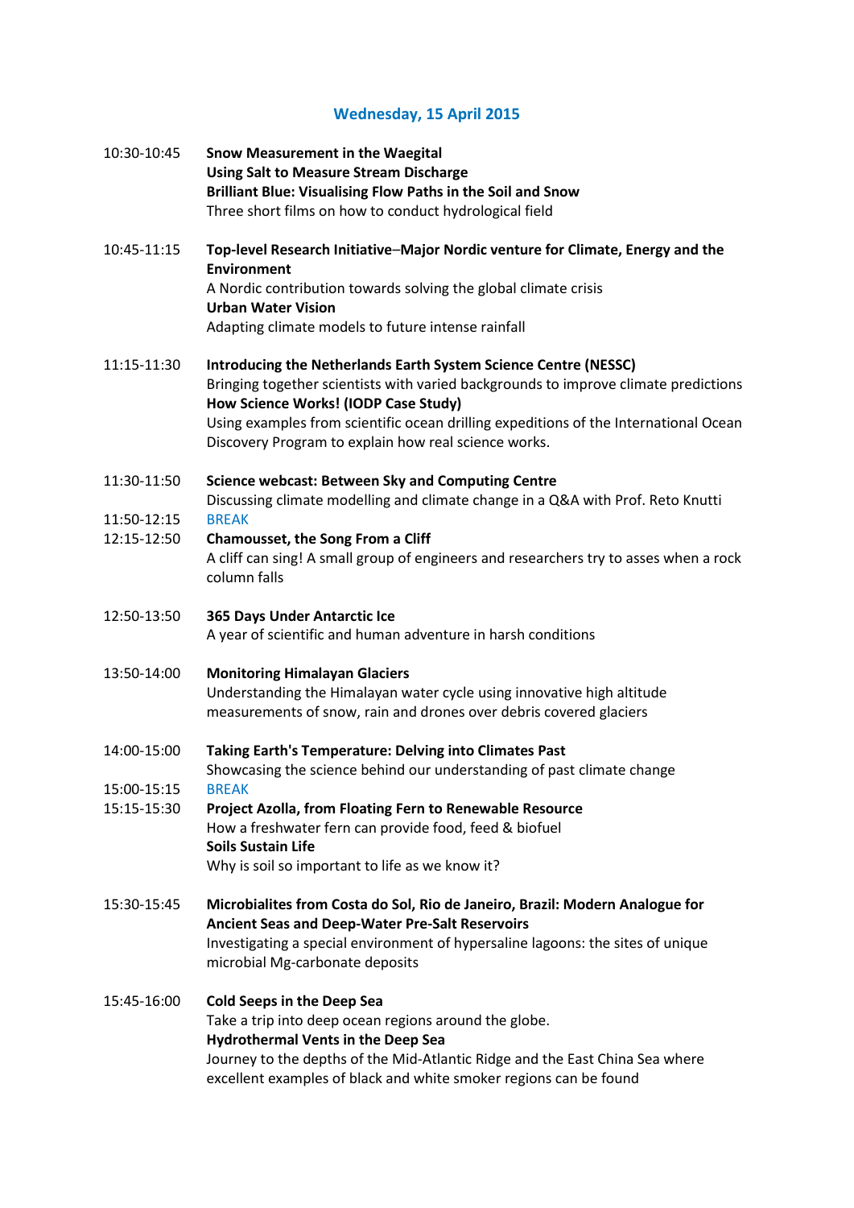## Wednesday, 15 April 2015

10:30-10:45 **Snow Measurement in the Waegital**
**Using Salt to Measure Stream Discharge**
**Brilliant Blue: Visualising Flow Paths in the Soil and Snow**
Three short films on how to conduct hydrological field

10:45-11:15 **Top-level Research Initiative–Major Nordic venture for Climate, Energy and the Environment**
A Nordic contribution towards solving the global climate crisis
**Urban Water Vision**
Adapting climate models to future intense rainfall

11:15-11:30 **Introducing the Netherlands Earth System Science Centre (NESSC)**
Bringing together scientists with varied backgrounds to improve climate predictions
**How Science Works! (IODP Case Study)**
Using examples from scientific ocean drilling expeditions of the International Ocean Discovery Program to explain how real science works.

11:30-11:50 **Science webcast: Between Sky and Computing Centre**
Discussing climate modelling and climate change in a Q&A with Prof. Reto Knutti

11:50-12:15 BREAK

12:15-12:50 **Chamousset, the Song From a Cliff**
A cliff can sing! A small group of engineers and researchers try to asses when a rock column falls

12:50-13:50 **365 Days Under Antarctic Ice**
A year of scientific and human adventure in harsh conditions

13:50-14:00 **Monitoring Himalayan Glaciers**
Understanding the Himalayan water cycle using innovative high altitude measurements of snow, rain and drones over debris covered glaciers

14:00-15:00 **Taking Earth's Temperature: Delving into Climates Past**
Showcasing the science behind our understanding of past climate change

15:00-15:15 BREAK

15:15-15:30 **Project Azolla, from Floating Fern to Renewable Resource**
How a freshwater fern can provide food, feed & biofuel
**Soils Sustain Life**
Why is soil so important to life as we know it?

15:30-15:45 **Microbialites from Costa do Sol, Rio de Janeiro, Brazil: Modern Analogue for Ancient Seas and Deep-Water Pre-Salt Reservoirs**
Investigating a special environment of hypersaline lagoons: the sites of unique microbial Mg-carbonate deposits

15:45-16:00 **Cold Seeps in the Deep Sea**
Take a trip into deep ocean regions around the globe.
**Hydrothermal Vents in the Deep Sea**
Journey to the depths of the Mid-Atlantic Ridge and the East China Sea where excellent examples of black and white smoker regions can be found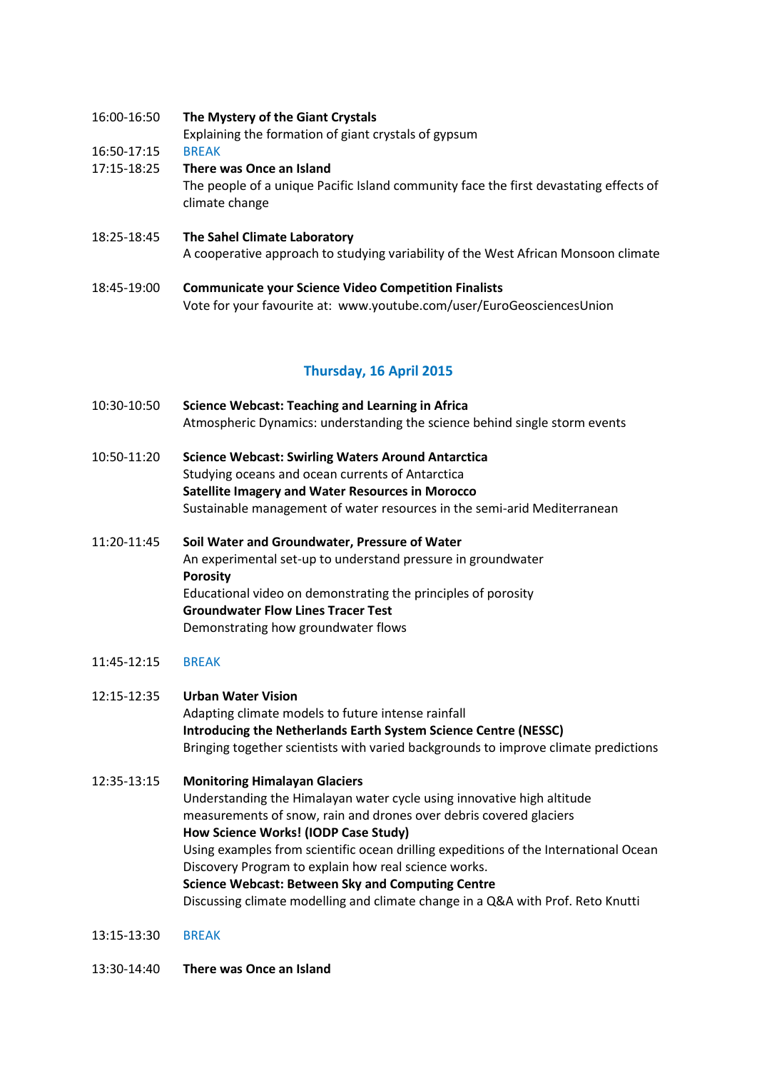16:00-16:50 **The Mystery of the Giant Crystals**
Explaining the formation of giant crystals of gypsum

16:50-17:15 BREAK

17:15-18:25 **There was Once an Island**
The people of a unique Pacific Island community face the first devastating effects of climate change

18:25-18:45 **The Sahel Climate Laboratory**
A cooperative approach to studying variability of the West African Monsoon climate

18:45-19:00 **Communicate your Science Video Competition Finalists**
Vote for your favourite at: www.youtube.com/user/EuroGeosciencesUnion

## Thursday, 16 April 2015

10:30-10:50 **Science Webcast: Teaching and Learning in Africa**
Atmospheric Dynamics: understanding the science behind single storm events

10:50-11:20 **Science Webcast: Swirling Waters Around Antarctica**
Studying oceans and ocean currents of Antarctica
**Satellite Imagery and Water Resources in Morocco**
Sustainable management of water resources in the semi-arid Mediterranean

11:20-11:45 **Soil Water and Groundwater, Pressure of Water**
An experimental set-up to understand pressure in groundwater
**Porosity**
Educational video on demonstrating the principles of porosity
**Groundwater Flow Lines Tracer Test**
Demonstrating how groundwater flows

11:45-12:15 BREAK

12:15-12:35 **Urban Water Vision**
Adapting climate models to future intense rainfall
**Introducing the Netherlands Earth System Science Centre (NESSC)**
Bringing together scientists with varied backgrounds to improve climate predictions

12:35-13:15 **Monitoring Himalayan Glaciers**
Understanding the Himalayan water cycle using innovative high altitude measurements of snow, rain and drones over debris covered glaciers
**How Science Works! (IODP Case Study)**
Using examples from scientific ocean drilling expeditions of the International Ocean Discovery Program to explain how real science works.
**Science Webcast: Between Sky and Computing Centre**
Discussing climate modelling and climate change in a Q&A with Prof. Reto Knutti

13:15-13:30 BREAK

13:30-14:40 **There was Once an Island**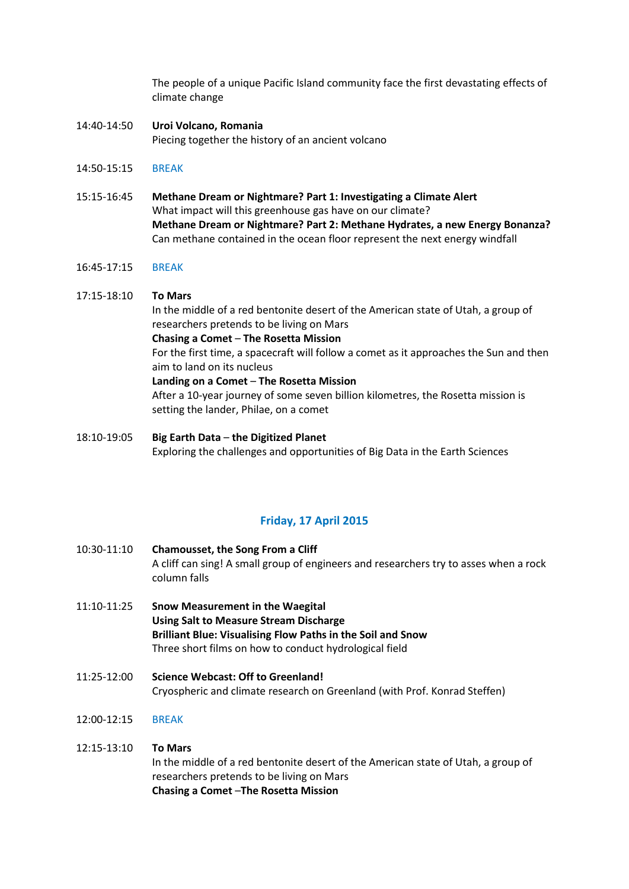The people of a unique Pacific Island community face the first devastating effects of climate change

14:40-14:50 **Uroi Volcano, Romania**
Piecing together the history of an ancient volcano

14:50-15:15 BREAK

15:15-16:45 **Methane Dream or Nightmare? Part 1: Investigating a Climate Alert**
What impact will this greenhouse gas have on our climate?
**Methane Dream or Nightmare? Part 2: Methane Hydrates, a new Energy Bonanza?**
Can methane contained in the ocean floor represent the next energy windfall

16:45-17:15 BREAK

17:15-18:10 **To Mars**
In the middle of a red bentonite desert of the American state of Utah, a group of researchers pretends to be living on Mars
**Chasing a Comet – The Rosetta Mission**
For the first time, a spacecraft will follow a comet as it approaches the Sun and then aim to land on its nucleus
**Landing on a Comet – The Rosetta Mission**
After a 10-year journey of some seven billion kilometres, the Rosetta mission is setting the lander, Philae, on a comet

18:10-19:05 **Big Earth Data – the Digitized Planet**
Exploring the challenges and opportunities of Big Data in the Earth Sciences

## Friday, 17 April 2015

10:30-11:10 **Chamousset, the Song From a Cliff**
A cliff can sing! A small group of engineers and researchers try to asses when a rock column falls

11:10-11:25 **Snow Measurement in the Waegital**
**Using Salt to Measure Stream Discharge**
**Brilliant Blue: Visualising Flow Paths in the Soil and Snow**
Three short films on how to conduct hydrological field

11:25-12:00 **Science Webcast: Off to Greenland!**
Cryospheric and climate research on Greenland (with Prof. Konrad Steffen)

12:00-12:15 BREAK

12:15-13:10 **To Mars**
In the middle of a red bentonite desert of the American state of Utah, a group of researchers pretends to be living on Mars
**Chasing a Comet –The Rosetta Mission**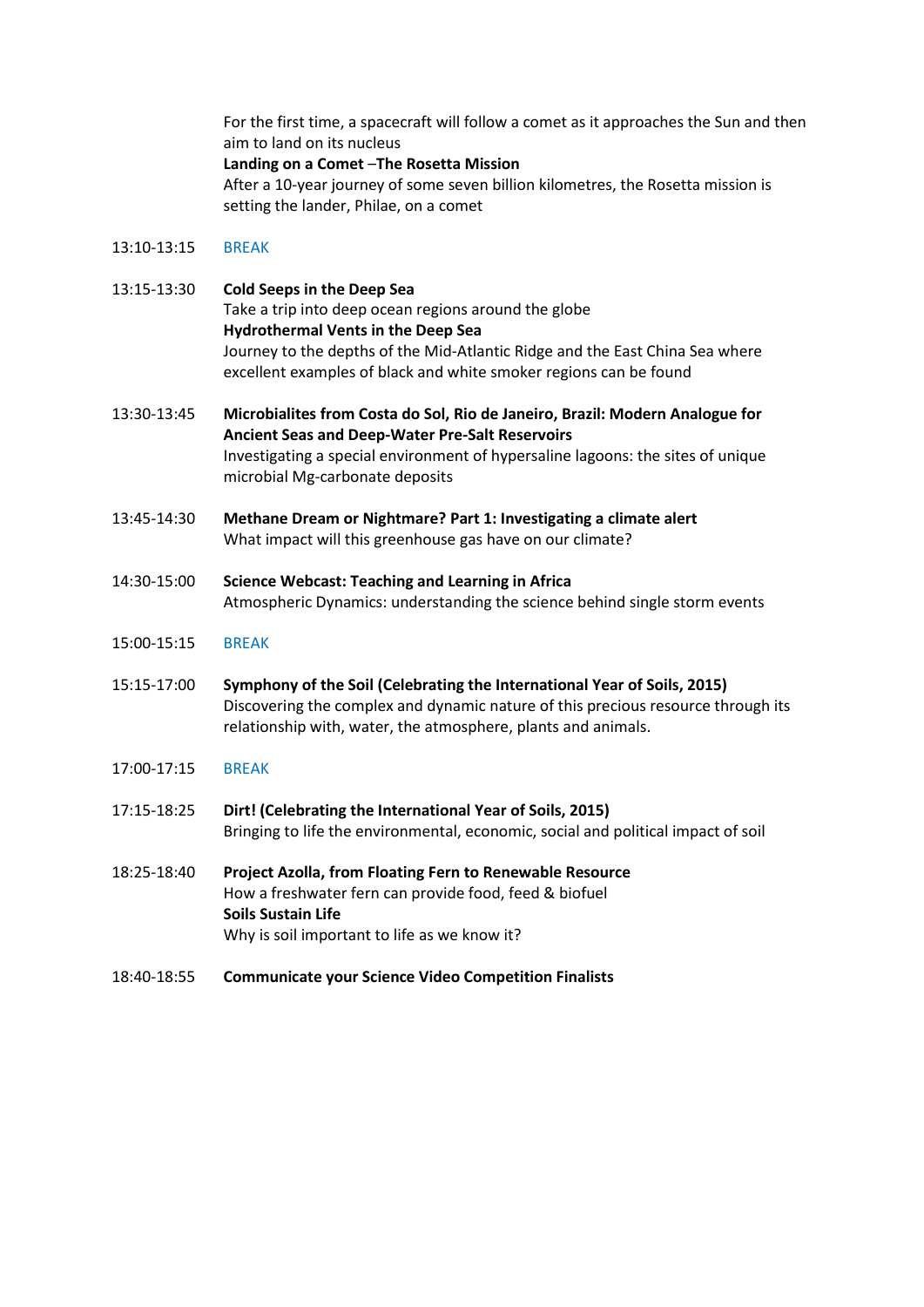For the first time, a spacecraft will follow a comet as it approaches the Sun and then aim to land on its nucleus

**Landing on a Comet –The Rosetta Mission**

After a 10-year journey of some seven billion kilometres, the Rosetta mission is setting the lander, Philae, on a comet

13:10-13:15 BREAK

13:15-13:30 **Cold Seeps in the Deep Sea**

Take a trip into deep ocean regions around the globe

**Hydrothermal Vents in the Deep Sea**

Journey to the depths of the Mid-Atlantic Ridge and the East China Sea where excellent examples of black and white smoker regions can be found

13:30-13:45 **Microbialites from Costa do Sol, Rio de Janeiro, Brazil: Modern Analogue for Ancient Seas and Deep-Water Pre-Salt Reservoirs**

Investigating a special environment of hypersaline lagoons: the sites of unique microbial Mg-carbonate deposits

13:45-14:30 **Methane Dream or Nightmare? Part 1: Investigating a climate alert**

What impact will this greenhouse gas have on our climate?

14:30-15:00 **Science Webcast: Teaching and Learning in Africa**

Atmospheric Dynamics: understanding the science behind single storm events

15:00-15:15 BREAK

15:15-17:00 **Symphony of the Soil (Celebrating the International Year of Soils, 2015)**

Discovering the complex and dynamic nature of this precious resource through its relationship with, water, the atmosphere, plants and animals.

17:00-17:15 BREAK

17:15-18:25 **Dirt! (Celebrating the International Year of Soils, 2015)**

Bringing to life the environmental, economic, social and political impact of soil

18:25-18:40 **Project Azolla, from Floating Fern to Renewable Resource**

How a freshwater fern can provide food, feed & biofuel

**Soils Sustain Life**

Why is soil important to life as we know it?

18:40-18:55 **Communicate your Science Video Competition Finalists**